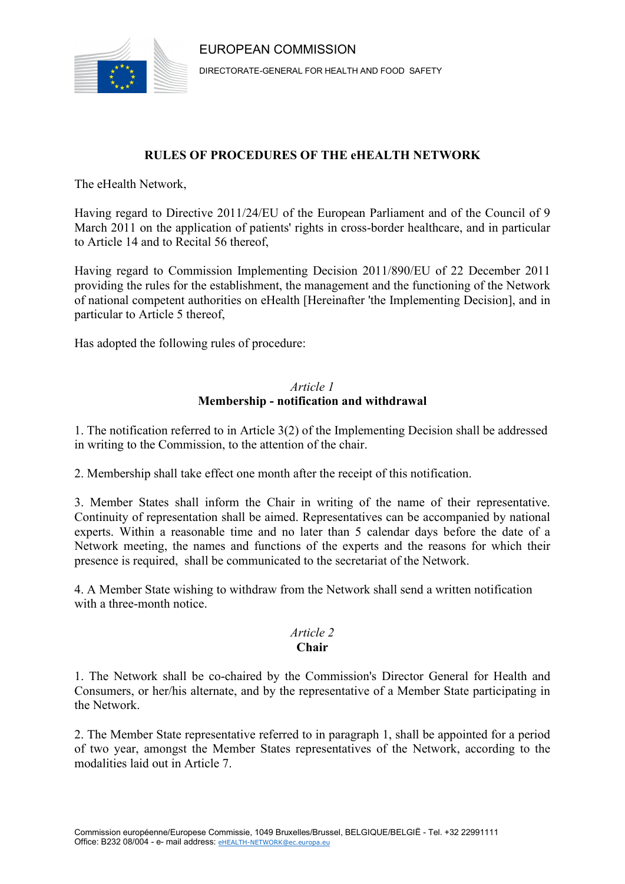EUROPEAN COMMISSION

DIRECTORATE-GENERAL FOR HEALTH AND FOOD SAFETY

# RULES OF PROCEDURES OF THE eHEALTH NETWORK

The eHealth Network,

Having regard to Directive 2011/24/EU of the European Parliament and of the Council of 9 March 2011 on the application of patients' rights in cross-border healthcare, and in particular to Article 14 and to Recital 56 thereof,

Having regard to Commission Implementing Decision 2011/890/EU of 22 December 2011 providing the rules for the establishment, the management and the functioning of the Network of national competent authorities on eHealth [Hereinafter 'the Implementing Decision], and in particular to Article 5 thereof,

Has adopted the following rules of procedure:

## *Article 1*
## Membership - notification and withdrawal

1. The notification referred to in Article 3(2) of the Implementing Decision shall be addressed in writing to the Commission, to the attention of the chair.

2. Membership shall take effect one month after the receipt of this notification.

3. Member States shall inform the Chair in writing of the name of their representative. Continuity of representation shall be aimed. Representatives can be accompanied by national experts. Within a reasonable time and no later than 5 calendar days before the date of a Network meeting, the names and functions of the experts and the reasons for which their presence is required, shall be communicated to the secretariat of the Network.

4. A Member State wishing to withdraw from the Network shall send a written notification with a three-month notice.

## *Article 2*
## Chair

1. The Network shall be co-chaired by the Commission's Director General for Health and Consumers, or her/his alternate, and by the representative of a Member State participating in the Network.

2. The Member State representative referred to in paragraph 1, shall be appointed for a period of two year, amongst the Member States representatives of the Network, according to the modalities laid out in Article 7.

Commission européenne/Europese Commissie, 1049 Bruxelles/Brussel, BELGIQUE/BELGIË - Tel. +32 22991111
Office: B232 08/004 - e- mail address: eHEALTH-NETWORK@ec.europa.eu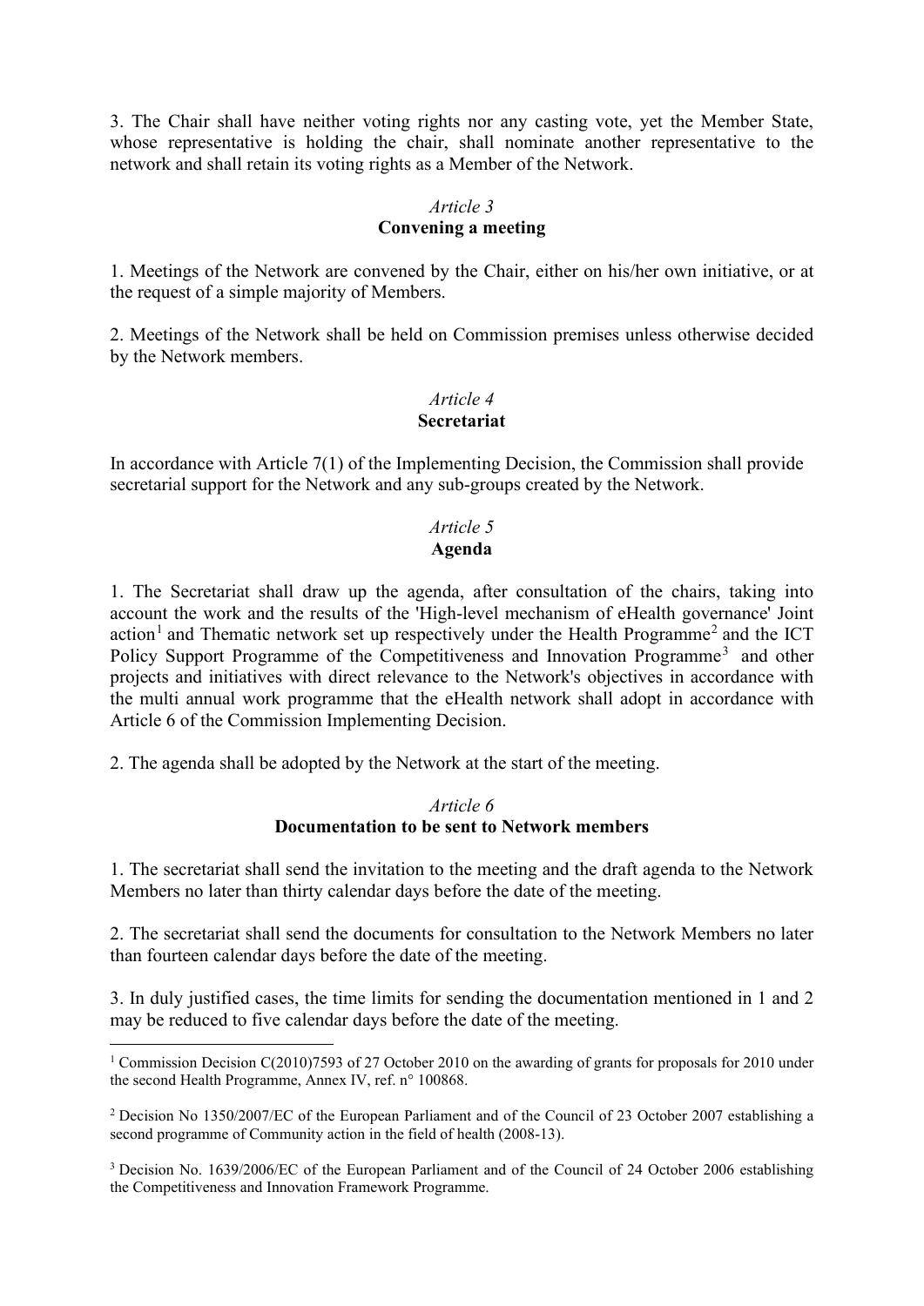3. The Chair shall have neither voting rights nor any casting vote, yet the Member State, whose representative is holding the chair, shall nominate another representative to the network and shall retain its voting rights as a Member of the Network.

### *Article 3*
### **Convening a meeting**

1. Meetings of the Network are convened by the Chair, either on his/her own initiative, or at the request of a simple majority of Members.

2. Meetings of the Network shall be held on Commission premises unless otherwise decided by the Network members.

### *Article 4*
### **Secretariat**

In accordance with Article 7(1) of the Implementing Decision, the Commission shall provide secretarial support for the Network and any sub-groups created by the Network.

### *Article 5*
### **Agenda**

1. The Secretariat shall draw up the agenda, after consultation of the chairs, taking into account the work and the results of the 'High-level mechanism of eHealth governance' Joint action[1] and Thematic network set up respectively under the Health Programme[2] and the ICT Policy Support Programme of the Competitiveness and Innovation Programme[3] and other projects and initiatives with direct relevance to the Network's objectives in accordance with the multi annual work programme that the eHealth network shall adopt in accordance with Article 6 of the Commission Implementing Decision.

2. The agenda shall be adopted by the Network at the start of the meeting.

### *Article 6*
### **Documentation to be sent to Network members**

1. The secretariat shall send the invitation to the meeting and the draft agenda to the Network Members no later than thirty calendar days before the date of the meeting.

2. The secretariat shall send the documents for consultation to the Network Members no later than fourteen calendar days before the date of the meeting.

3. In duly justified cases, the time limits for sending the documentation mentioned in 1 and 2 may be reduced to five calendar days before the date of the meeting.

---

[1] Commission Decision C(2010)7593 of 27 October 2010 on the awarding of grants for proposals for 2010 under the second Health Programme, Annex IV, ref. n° 100868.

[2] Decision No 1350/2007/EC of the European Parliament and of the Council of 23 October 2007 establishing a second programme of Community action in the field of health (2008-13).

[3] Decision No. 1639/2006/EC of the European Parliament and of the Council of 24 October 2006 establishing the Competitiveness and Innovation Framework Programme.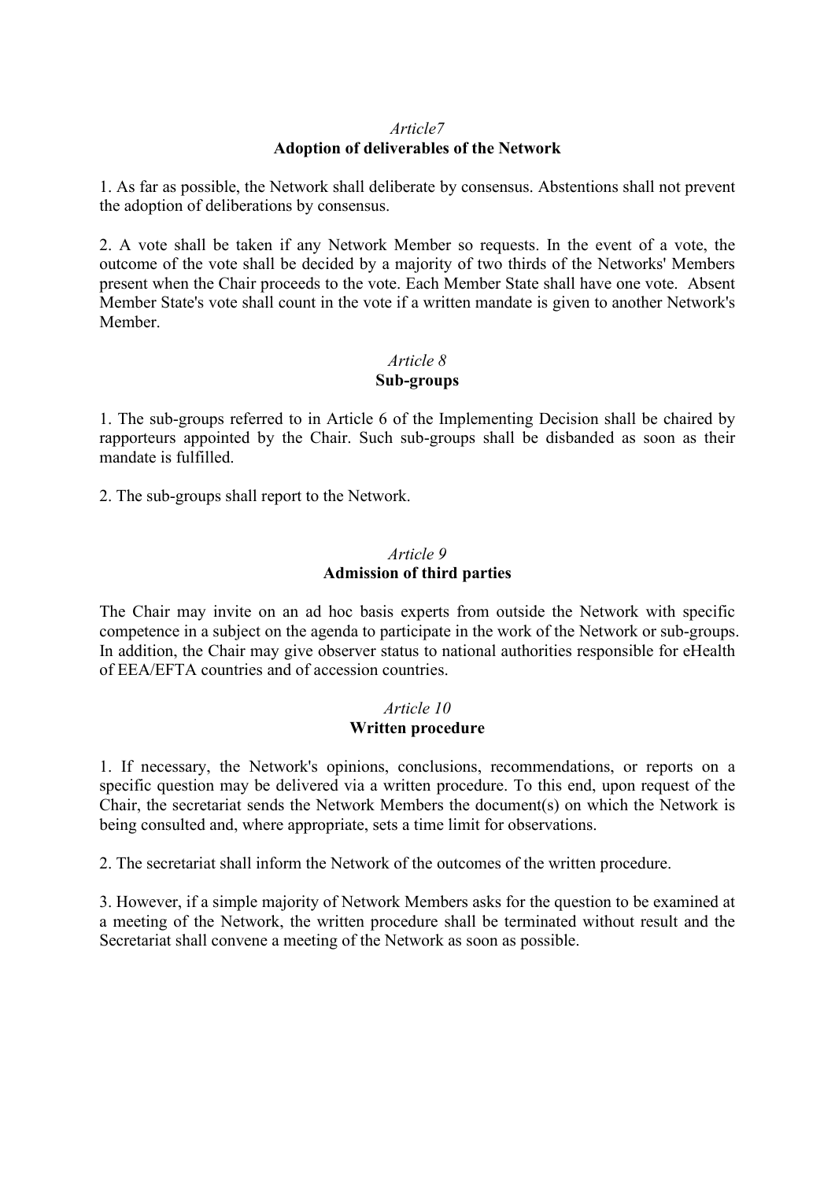*Article7*

**Adoption of deliverables of the Network**

1. As far as possible, the Network shall deliberate by consensus. Abstentions shall not prevent the adoption of deliberations by consensus.

2. A vote shall be taken if any Network Member so requests. In the event of a vote, the outcome of the vote shall be decided by a majority of two thirds of the Networks' Members present when the Chair proceeds to the vote. Each Member State shall have one vote. Absent Member State's vote shall count in the vote if a written mandate is given to another Network's Member.

*Article 8*

**Sub-groups**

1. The sub-groups referred to in Article 6 of the Implementing Decision shall be chaired by rapporteurs appointed by the Chair. Such sub-groups shall be disbanded as soon as their mandate is fulfilled.

2. The sub-groups shall report to the Network.

*Article 9*

**Admission of third parties**

The Chair may invite on an ad hoc basis experts from outside the Network with specific competence in a subject on the agenda to participate in the work of the Network or sub-groups. In addition, the Chair may give observer status to national authorities responsible for eHealth of EEA/EFTA countries and of accession countries.

*Article 10*

**Written procedure**

1. If necessary, the Network's opinions, conclusions, recommendations, or reports on a specific question may be delivered via a written procedure. To this end, upon request of the Chair, the secretariat sends the Network Members the document(s) on which the Network is being consulted and, where appropriate, sets a time limit for observations.

2. The secretariat shall inform the Network of the outcomes of the written procedure.

3. However, if a simple majority of Network Members asks for the question to be examined at a meeting of the Network, the written procedure shall be terminated without result and the Secretariat shall convene a meeting of the Network as soon as possible.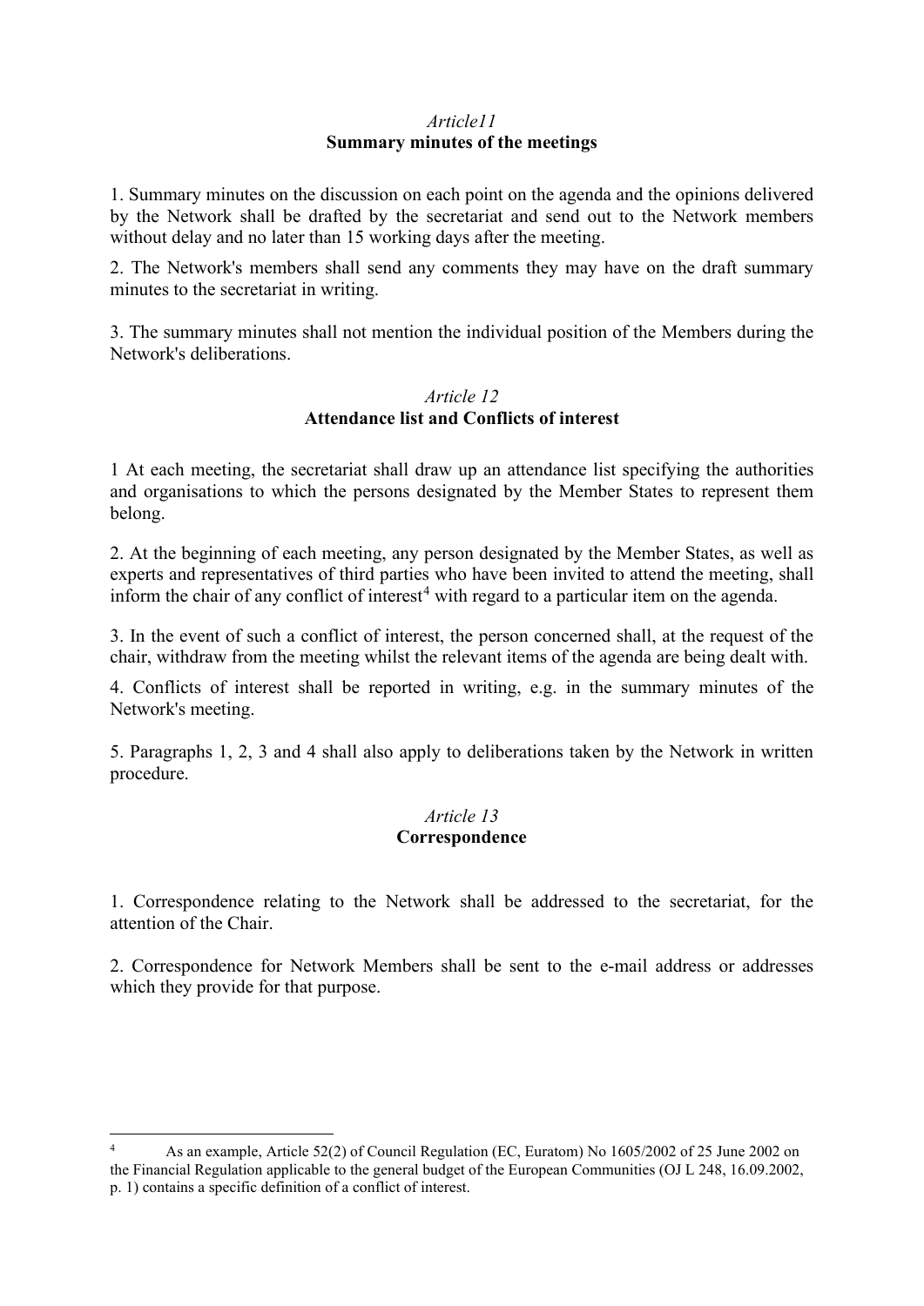*Article11*
**Summary minutes of the meetings**

1. Summary minutes on the discussion on each point on the agenda and the opinions delivered by the Network shall be drafted by the secretariat and send out to the Network members without delay and no later than 15 working days after the meeting.

2. The Network's members shall send any comments they may have on the draft summary minutes to the secretariat in writing.

3. The summary minutes shall not mention the individual position of the Members during the Network's deliberations.

*Article 12*
**Attendance list and Conflicts of interest**

1 At each meeting, the secretariat shall draw up an attendance list specifying the authorities and organisations to which the persons designated by the Member States to represent them belong.

2. At the beginning of each meeting, any person designated by the Member States, as well as experts and representatives of third parties who have been invited to attend the meeting, shall inform the chair of any conflict of interest[4] with regard to a particular item on the agenda.

3. In the event of such a conflict of interest, the person concerned shall, at the request of the chair, withdraw from the meeting whilst the relevant items of the agenda are being dealt with.

4. Conflicts of interest shall be reported in writing, e.g. in the summary minutes of the Network's meeting.

5. Paragraphs 1, 2, 3 and 4 shall also apply to deliberations taken by the Network in written procedure.

*Article 13*
**Correspondence**

1. Correspondence relating to the Network shall be addressed to the secretariat, for the attention of the Chair.

2. Correspondence for Network Members shall be sent to the e-mail address or addresses which they provide for that purpose.

---

[4] As an example, Article 52(2) of Council Regulation (EC, Euratom) No 1605/2002 of 25 June 2002 on the Financial Regulation applicable to the general budget of the European Communities (OJ L 248, 16.09.2002, p. 1) contains a specific definition of a conflict of interest.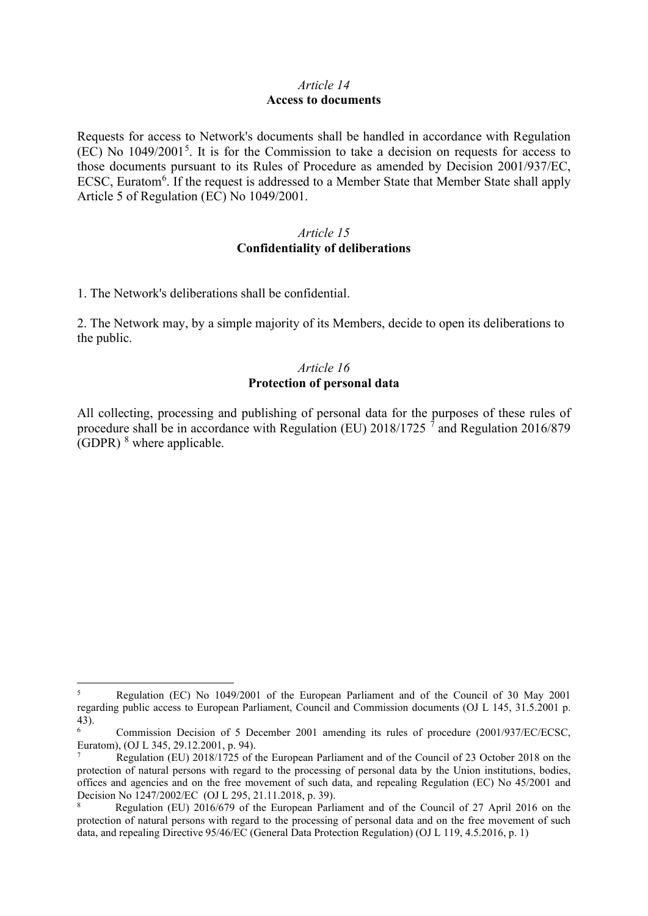*Article 14*

**Access to documents**

Requests for access to Network's documents shall be handled in accordance with Regulation (EC) No 1049/2001[5]. It is for the Commission to take a decision on requests for access to those documents pursuant to its Rules of Procedure as amended by Decision 2001/937/EC, ECSC, Euratom[6]. If the request is addressed to a Member State that Member State shall apply Article 5 of Regulation (EC) No 1049/2001.

*Article 15*

**Confidentiality of deliberations**

1. The Network's deliberations shall be confidential.

2. The Network may, by a simple majority of its Members, decide to open its deliberations to the public.

*Article 16*

**Protection of personal data**

All collecting, processing and publishing of personal data for the purposes of these rules of procedure shall be in accordance with Regulation (EU) 2018/1725 [7] and Regulation 2016/879 (GDPR) [8] where applicable.

---

[5] Regulation (EC) No 1049/2001 of the European Parliament and of the Council of 30 May 2001 regarding public access to European Parliament, Council and Commission documents (OJ L 145, 31.5.2001 p. 43).

[6] Commission Decision of 5 December 2001 amending its rules of procedure (2001/937/EC/ECSC, Euratom), (OJ L 345, 29.12.2001, p. 94).

[7] Regulation (EU) 2018/1725 of the European Parliament and of the Council of 23 October 2018 on the protection of natural persons with regard to the processing of personal data by the Union institutions, bodies, offices and agencies and on the free movement of such data, and repealing Regulation (EC) No 45/2001 and Decision No 1247/2002/EC (OJ L 295, 21.11.2018, p. 39).

[8] Regulation (EU) 2016/679 of the European Parliament and of the Council of 27 April 2016 on the protection of natural persons with regard to the processing of personal data and on the free movement of such data, and repealing Directive 95/46/EC (General Data Protection Regulation) (OJ L 119, 4.5.2016, p. 1)